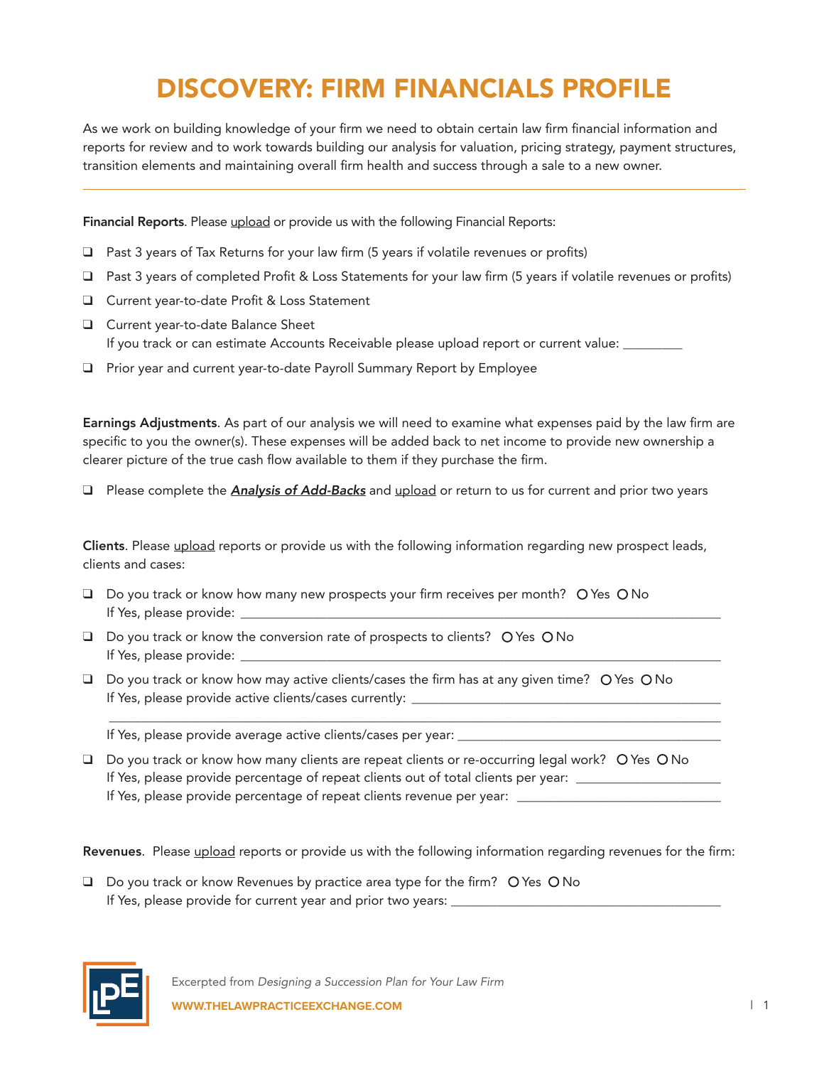# DISCOVERY: FIRM FINANCIALS PROFILE

As we work on building knowledge of your firm we need to obtain certain law firm financial information and reports for review and to work towards building our analysis for valuation, pricing strategy, payment structures, transition elements and maintaining overall firm health and success through a sale to a new owner.

---

**Financial Reports**. Please upload or provide us with the following Financial Reports:

- ❑ Past 3 years of Tax Returns for your law firm (5 years if volatile revenues or profits)
- ❑ Past 3 years of completed Profit & Loss Statements for your law firm (5 years if volatile revenues or profits)
- ❑ Current year-to-date Profit & Loss Statement
- ❑ Current year-to-date Balance Sheet
  If you track or can estimate Accounts Receivable please upload report or current value: _________
- ❑ Prior year and current year-to-date Payroll Summary Report by Employee

**Earnings Adjustments**. As part of our analysis we will need to examine what expenses paid by the law firm are specific to you the owner(s). These expenses will be added back to net income to provide new ownership a clearer picture of the true cash flow available to them if they purchase the firm.

- ❑ Please complete the ***Analysis of Add-Backs*** and upload or return to us for current and prior two years

**Clients**. Please upload reports or provide us with the following information regarding new prospect leads, clients and cases:

- ❑ Do you track or know how many new prospects your firm receives per month? O Yes O No
  If Yes, please provide: ____________________________________________
- ❑ Do you track or know the conversion rate of prospects to clients? O Yes O No
  If Yes, please provide: ____________________________________________
- ❑ Do you track or know how may active clients/cases the firm has at any given time? O Yes O No
  If Yes, please provide active clients/cases currently: ______________________________
  ____________________________________________
  If Yes, please provide average active clients/cases per year: ______________________________
- ❑ Do you track or know how many clients are repeat clients or re-occurring legal work? O Yes O No
  If Yes, please provide percentage of repeat clients out of total clients per year: ______________
  If Yes, please provide percentage of repeat clients revenue per year: ______________

**Revenues**. Please upload reports or provide us with the following information regarding revenues for the firm:

- ❑ Do you track or know Revenues by practice area type for the firm? O Yes O No
  If Yes, please provide for current year and prior two years: ______________________________

Excerpted from *Designing a Succession Plan for Your Law Firm*

WWW.THELAWPRACTICEEXCHANGE.COM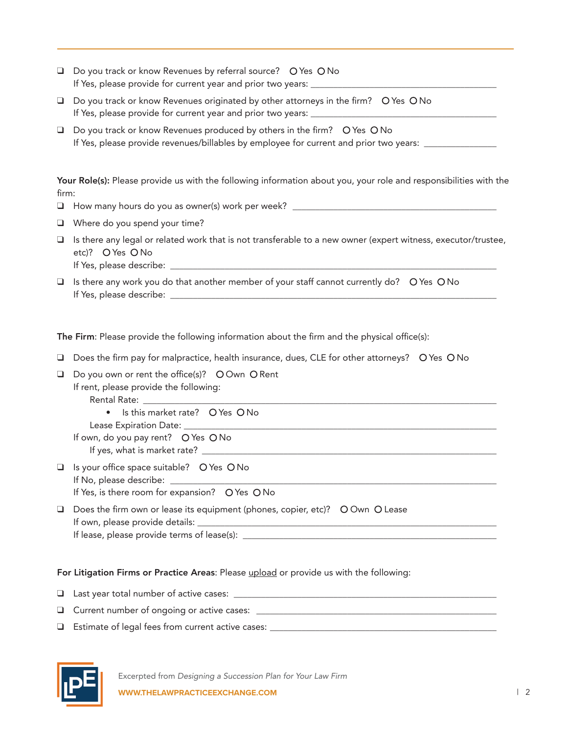- ❑ Do you track or know Revenues by referral source? O Yes O No
  If Yes, please provide for current year and prior two years: ______________________________
- ❑ Do you track or know Revenues originated by other attorneys in the firm? O Yes O No
  If Yes, please provide for current year and prior two years: ______________________________
- ❑ Do you track or know Revenues produced by others in the firm? O Yes O No
  If Yes, please provide revenues/billables by employee for current and prior two years: ______________

**Your Role(s):** Please provide us with the following information about you, your role and responsibilities with the firm:

- ❑ How many hours do you as owner(s) work per week? ______________________________
- ❑ Where do you spend your time?
- ❑ Is there any legal or related work that is not transferable to a new owner (expert witness, executor/trustee, etc)? O Yes O No
  If Yes, please describe: ______________________________
- ❑ Is there any work you do that another member of your staff cannot currently do? O Yes O No
  If Yes, please describe: ______________________________

**The Firm**: Please provide the following information about the firm and the physical office(s):

- ❑ Does the firm pay for malpractice, health insurance, dues, CLE for other attorneys? O Yes O No
- ❑ Do you own or rent the office(s)? O Own O Rent
  If rent, please provide the following:
  - Rental Rate: ______________________________
    - Is this market rate? O Yes O No
  - Lease Expiration Date: ______________________________

  If own, do you pay rent? O Yes O No
  - If yes, what is market rate? ______________________________
- ❑ Is your office space suitable? O Yes O No
  If No, please describe: ______________________________
  If Yes, is there room for expansion? O Yes O No
- ❑ Does the firm own or lease its equipment (phones, copier, etc)? O Own O Lease
  If own, please provide details: ______________________________
  If lease, please provide terms of lease(s): ______________________________

**For Litigation Firms or Practice Areas**: Please upload or provide us with the following:

- ❑ Last year total number of active cases: ______________________________
- ❑ Current number of ongoing or active cases: ______________________________
- ❑ Estimate of legal fees from current active cases: ______________________________

Excerpted from *Designing a Succession Plan for Your Law Firm*
WWW.THELAWPRACTICEEXCHANGE.COM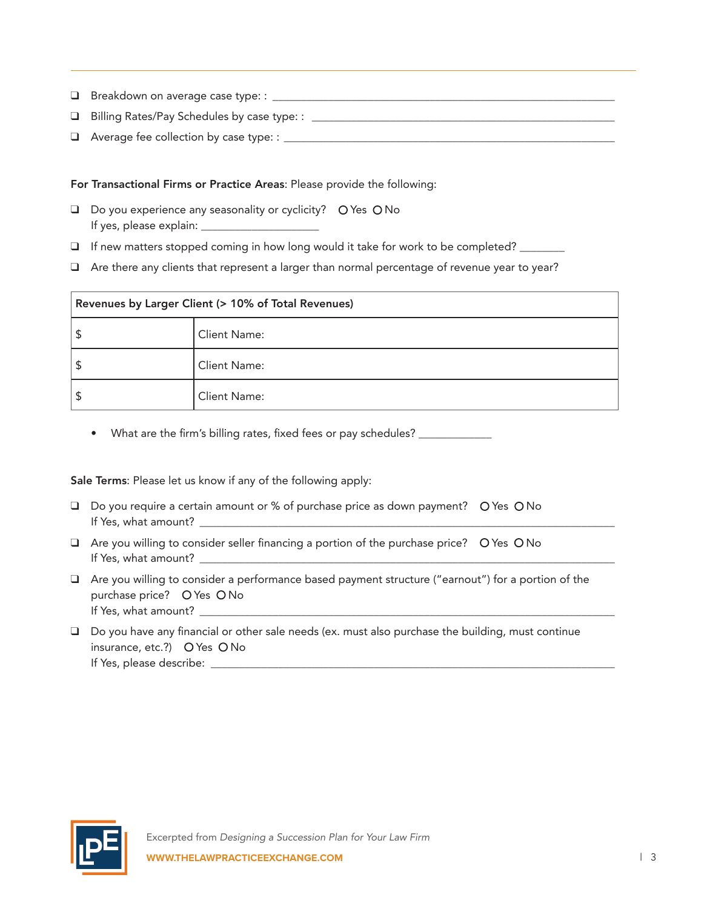- ❑ Breakdown on average case type: : ______________________________________________
- ❑ Billing Rates/Pay Schedules by case type: : ______________________________________
- ❑ Average fee collection by case type: : ___________________________________________

**For Transactional Firms or Practice Areas**: Please provide the following:

- ❑ Do you experience any seasonality or cyclicity? ○ Yes ○ No
  If yes, please explain: ____________________
- ❑ If new matters stopped coming in how long would it take for work to be completed? ________
- ❑ Are there any clients that represent a larger than normal percentage of revenue year to year?

| Revenues by Larger Client (> 10% of Total Revenues) | |
|---|---|
| $ | Client Name: |
| $ | Client Name: |
| $ | Client Name: |

- What are the firm's billing rates, fixed fees or pay schedules? ____________

**Sale Terms**: Please let us know if any of the following apply:

- ❑ Do you require a certain amount or % of purchase price as down payment? ○ Yes ○ No
  If Yes, what amount? ______________________________________________
- ❑ Are you willing to consider seller financing a portion of the purchase price? ○ Yes ○ No
  If Yes, what amount? ______________________________________________
- ❑ Are you willing to consider a performance based payment structure ("earnout") for a portion of the purchase price? ○ Yes ○ No
  If Yes, what amount? ______________________________________________
- ❑ Do you have any financial or other sale needs (ex. must also purchase the building, must continue insurance, etc.?) ○ Yes ○ No
  If Yes, please describe: ______________________________________________

Excerpted from *Designing a Succession Plan for Your Law Firm*

**WWW.THELAWPRACTICEEXCHANGE.COM**